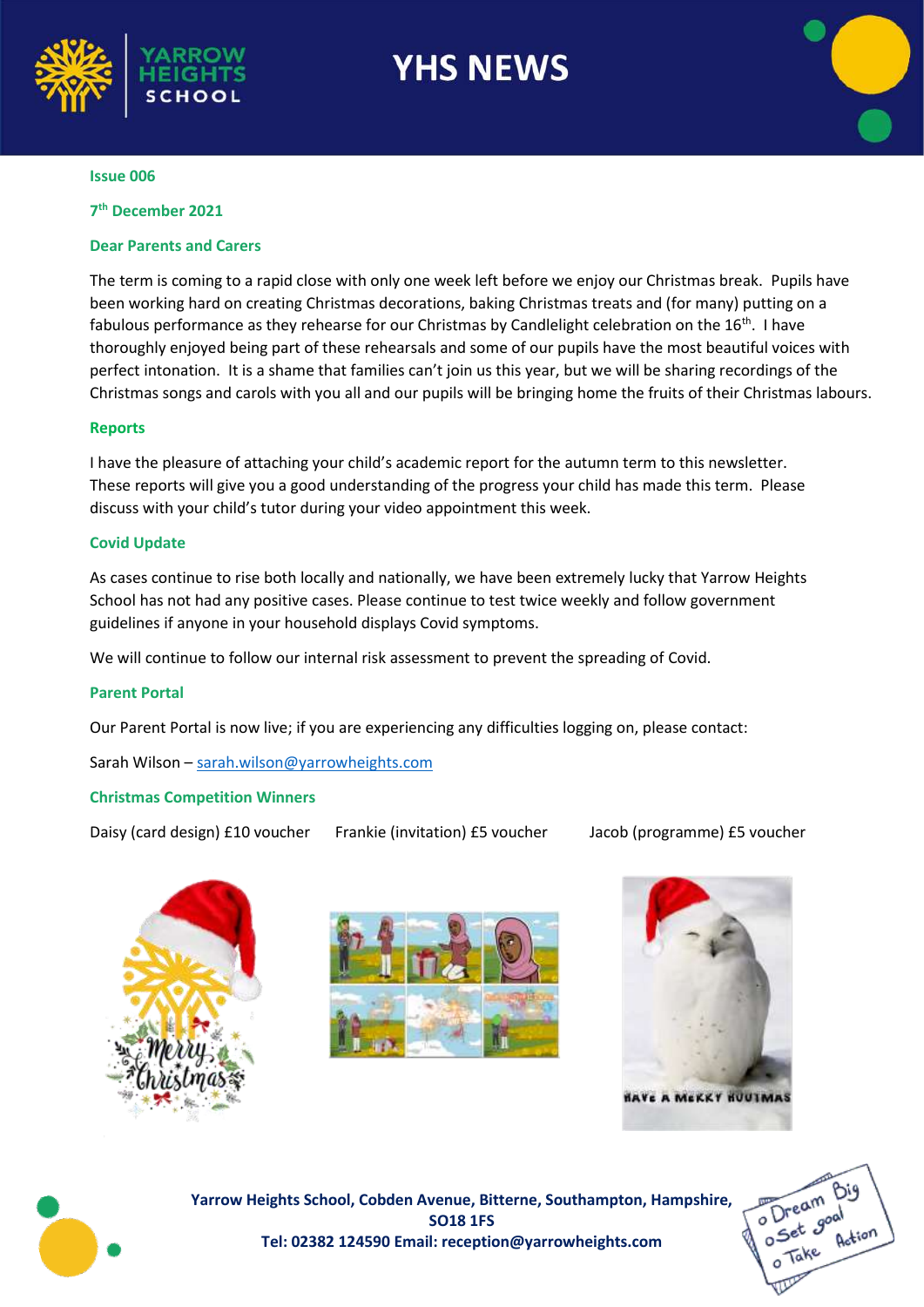# YHS NEWS

**Issue 006**

**7th December 2021**

**Dear Parents and Carers**

The term is coming to a rapid close with only one week left before we enjoy our Christmas break. Pupils have been working hard on creating Christmas decorations, baking Christmas treats and (for many) putting on a fabulous performance as they rehearse for our Christmas by Candlelight celebration on the 16th. I have thoroughly enjoyed being part of these rehearsals and some of our pupils have the most beautiful voices with perfect intonation. It is a shame that families can't join us this year, but we will be sharing recordings of the Christmas songs and carols with you all and our pupils will be bringing home the fruits of their Christmas labours.

## Reports

I have the pleasure of attaching your child's academic report for the autumn term to this newsletter. These reports will give you a good understanding of the progress your child has made this term. Please discuss with your child's tutor during your video appointment this week.

## Covid Update

As cases continue to rise both locally and nationally, we have been extremely lucky that Yarrow Heights School has not had any positive cases. Please continue to test twice weekly and follow government guidelines if anyone in your household displays Covid symptoms.

We will continue to follow our internal risk assessment to prevent the spreading of Covid.

## Parent Portal

Our Parent Portal is now live; if you are experiencing any difficulties logging on, please contact:

Sarah Wilson – sarah.wilson@yarrowheights.com

## Christmas Competition Winners

Daisy (card design) £10 voucher     Frankie (invitation) £5 voucher     Jacob (programme) £5 voucher

**Yarrow Heights School, Cobden Avenue, Bitterne, Southampton, Hampshire, SO18 1FS**
**Tel: 02382 124590 Email: reception@yarrowheights.com**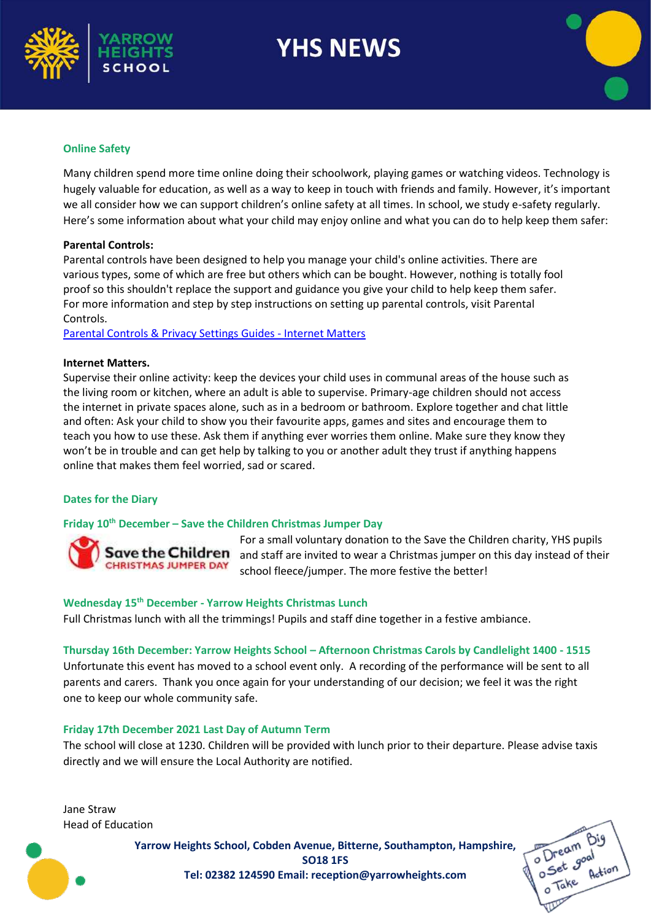# YHS NEWS

## Online Safety

Many children spend more time online doing their schoolwork, playing games or watching videos. Technology is hugely valuable for education, as well as a way to keep in touch with friends and family. However, it's important we all consider how we can support children's online safety at all times. In school, we study e-safety regularly. Here's some information about what your child may enjoy online and what you can do to help keep them safer:

**Parental Controls:**
Parental controls have been designed to help you manage your child's online activities. There are various types, some of which are free but others which can be bought. However, nothing is totally fool proof so this shouldn't replace the support and guidance you give your child to help keep them safer. For more information and step by step instructions on setting up parental controls, visit Parental Controls.
Parental Controls & Privacy Settings Guides - Internet Matters

**Internet Matters.**
Supervise their online activity: keep the devices your child uses in communal areas of the house such as the living room or kitchen, where an adult is able to supervise. Primary-age children should not access the internet in private spaces alone, such as in a bedroom or bathroom. Explore together and chat little and often: Ask your child to show you their favourite apps, games and sites and encourage them to teach you how to use these. Ask them if anything ever worries them online. Make sure they know they won't be in trouble and can get help by talking to you or another adult they trust if anything happens online that makes them feel worried, sad or scared.

## Dates for the Diary

### Friday 10th December – Save the Children Christmas Jumper Day

Save the Children CHRISTMAS JUMPER DAY

For a small voluntary donation to the Save the Children charity, YHS pupils and staff are invited to wear a Christmas jumper on this day instead of their school fleece/jumper. The more festive the better!

### Wednesday 15th December - Yarrow Heights Christmas Lunch

Full Christmas lunch with all the trimmings! Pupils and staff dine together in a festive ambiance.

### Thursday 16th December: Yarrow Heights School – Afternoon Christmas Carols by Candlelight 1400 - 1515

Unfortunate this event has moved to a school event only. A recording of the performance will be sent to all parents and carers. Thank you once again for your understanding of our decision; we feel it was the right one to keep our whole community safe.

### Friday 17th December 2021 Last Day of Autumn Term

The school will close at 1230. Children will be provided with lunch prior to their departure. Please advise taxis directly and we will ensure the Local Authority are notified.

Jane Straw
Head of Education

**Yarrow Heights School, Cobden Avenue, Bitterne, Southampton, Hampshire, SO18 1FS**
**Tel: 02382 124590 Email: reception@yarrowheights.com**